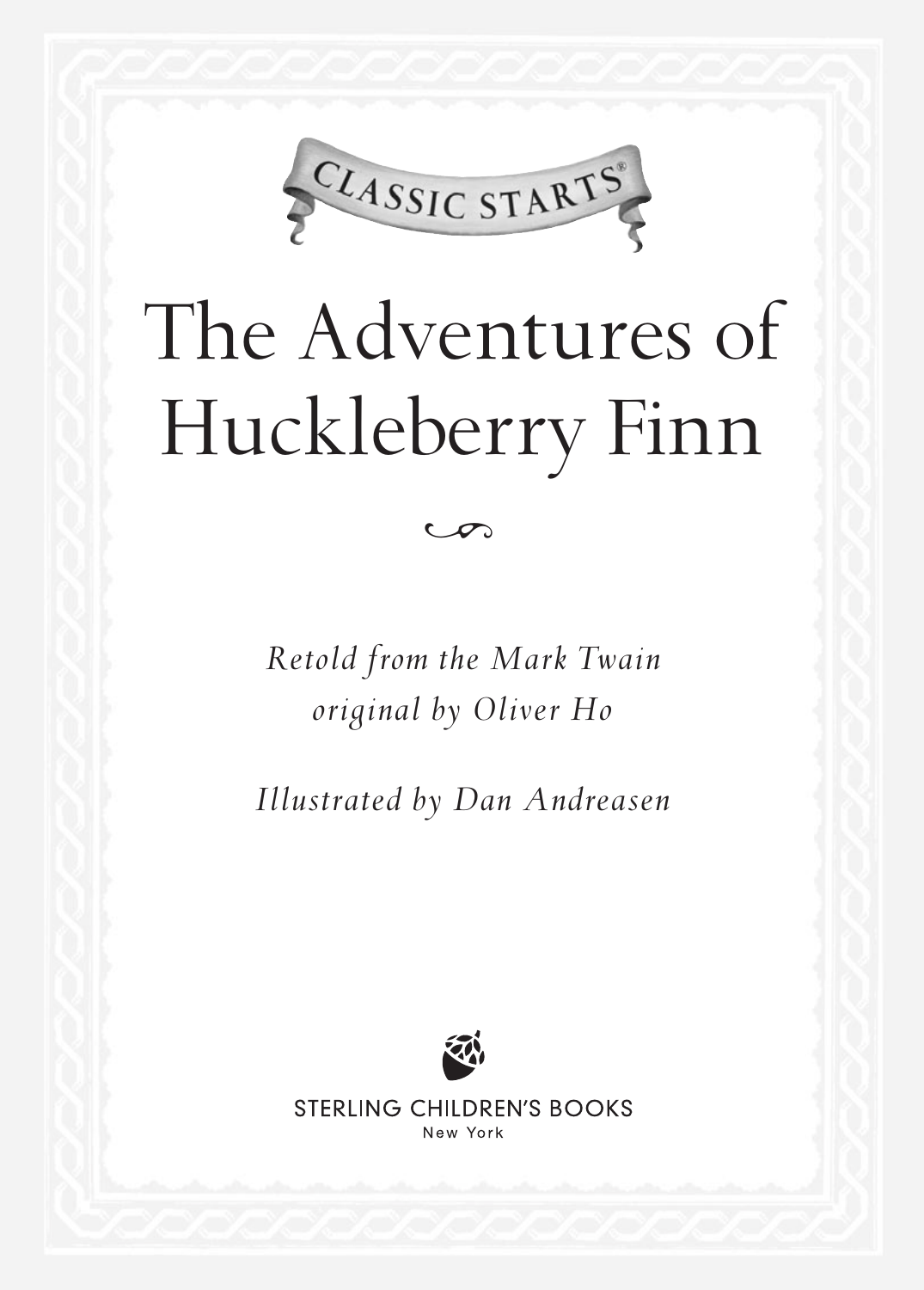CLASSIC STARTS®

# The Adventures of Huckleberry Finn

*Retold from the Mark Twain original by Oliver Ho*

*Illustrated by Dan Andreasen*

STERLING CHILDREN'S BOOKS
New York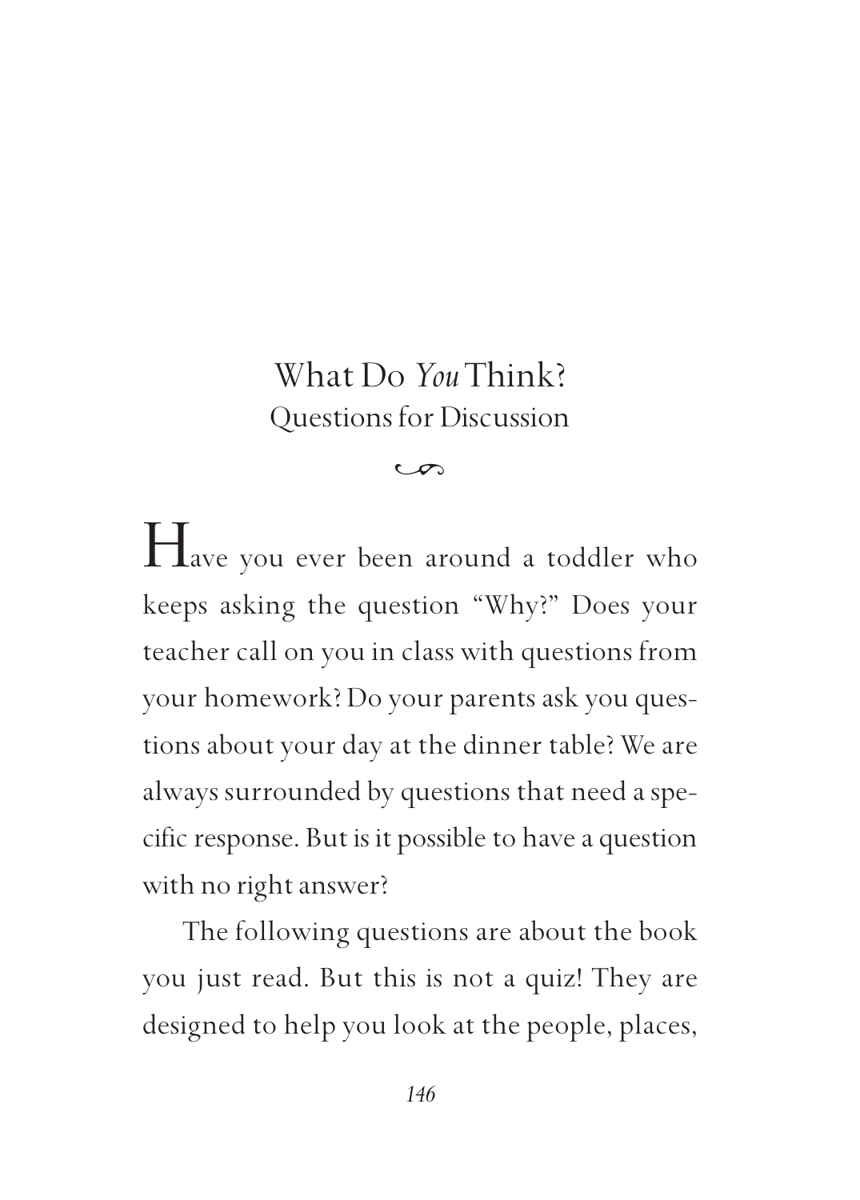# What Do *You* Think?
## Questions for Discussion

Have you ever been around a toddler who keeps asking the question "Why?" Does your teacher call on you in class with questions from your homework? Do your parents ask you questions about your day at the dinner table? We are always surrounded by questions that need a specific response. But is it possible to have a question with no right answer?

The following questions are about the book you just read. But this is not a quiz! They are designed to help you look at the people, places,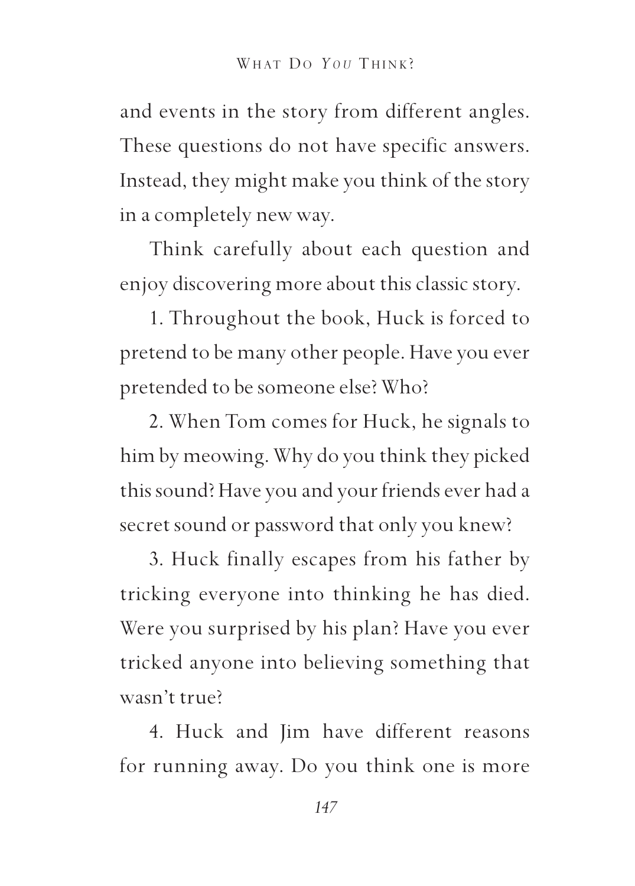and events in the story from different angles. These questions do not have specific answers. Instead, they might make you think of the story in a completely new way.

Think carefully about each question and enjoy discovering more about this classic story.

1. Throughout the book, Huck is forced to pretend to be many other people. Have you ever pretended to be someone else? Who?

2. When Tom comes for Huck, he signals to him by meowing. Why do you think they picked this sound? Have you and your friends ever had a secret sound or password that only you knew?

3. Huck finally escapes from his father by tricking everyone into thinking he has died. Were you surprised by his plan? Have you ever tricked anyone into believing something that wasn't true?

4. Huck and Jim have different reasons for running away. Do you think one is more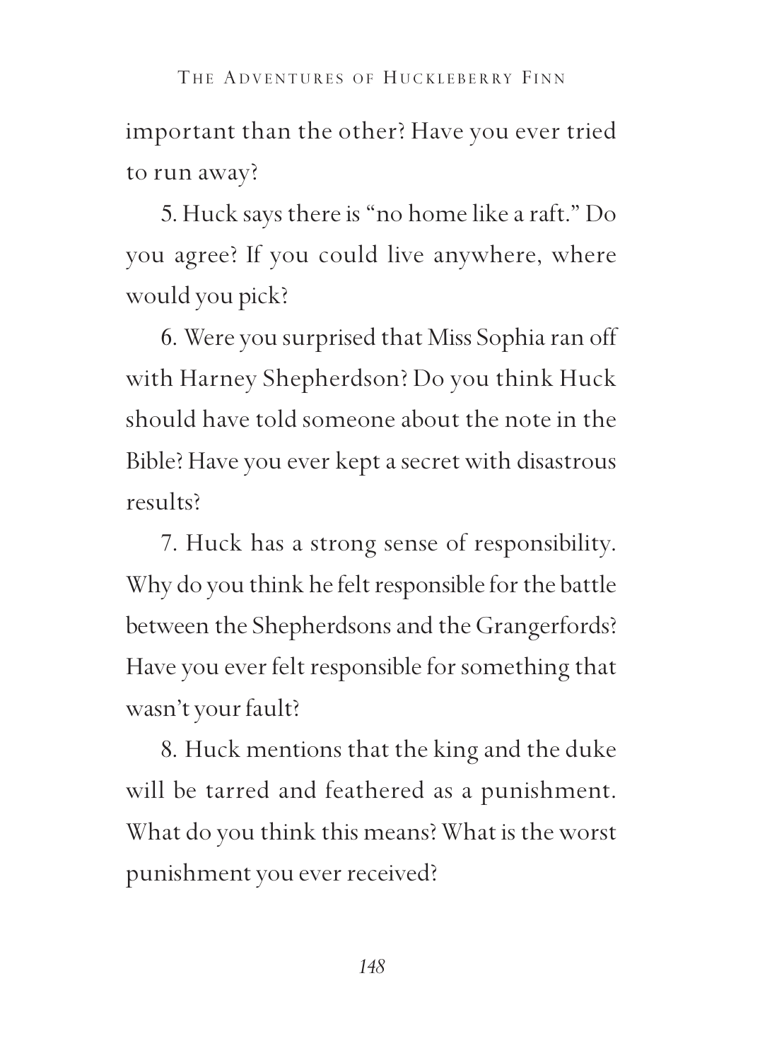important than the other? Have you ever tried to run away?

5. Huck says there is "no home like a raft." Do you agree? If you could live anywhere, where would you pick?

6. Were you surprised that Miss Sophia ran off with Harney Shepherdson? Do you think Huck should have told someone about the note in the Bible? Have you ever kept a secret with disastrous results?

7. Huck has a strong sense of responsibility. Why do you think he felt responsible for the battle between the Shepherdsons and the Grangerfords? Have you ever felt responsible for something that wasn't your fault?

8. Huck mentions that the king and the duke will be tarred and feathered as a punishment. What do you think this means? What is the worst punishment you ever received?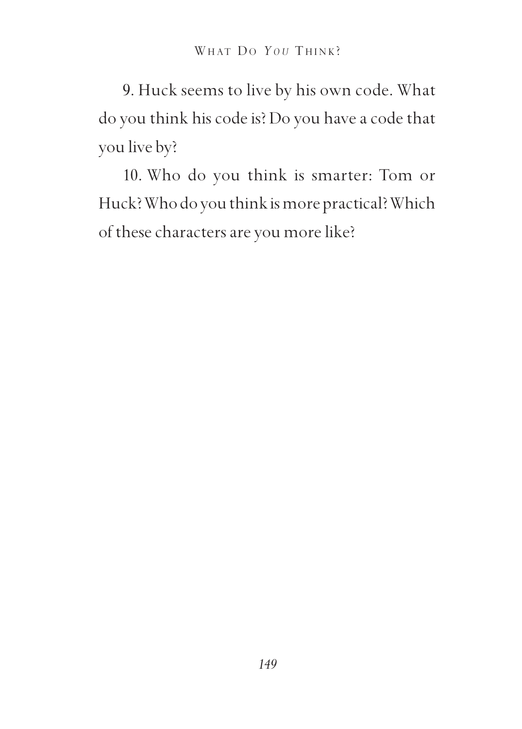9. Huck seems to live by his own code. What do you think his code is? Do you have a code that you live by?

10. Who do you think is smarter: Tom or Huck? Who do you think is more practical? Which of these characters are you more like?